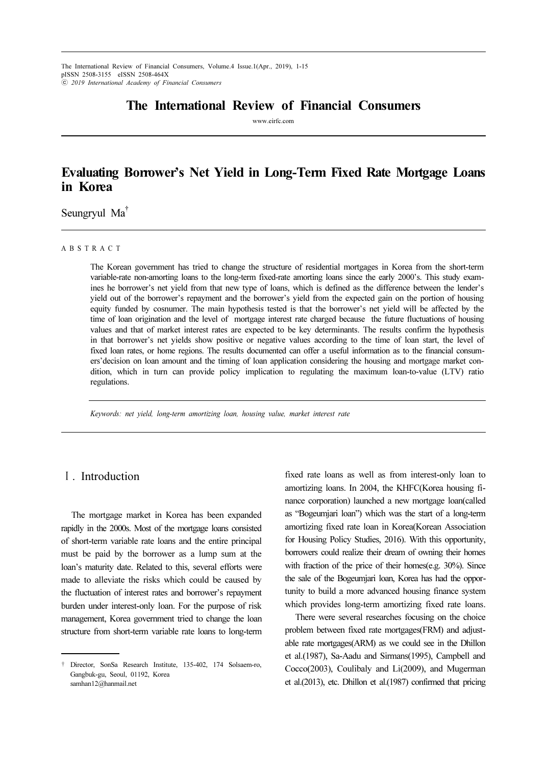# The International Review of Financial Consumers

www.eirfc.com

# Evaluating Borrower's Net Yield in Long-Term Fixed Rate Mortgage Loans in Korea

Seungryul Ma†

A B S T R A C T

The Korean government has tried to change the structure of residential mortgages in Korea from the short-term variable-rate non-amorting loans to the long-term fixed-rate amorting loans since the early 2000's. This study examines he borrower's net yield from that new type of loans, which is defined as the difference between the lender's yield out of the borrower's repayment and the borrower's yield from the expected gain on the portion of housing equity funded by cosnumer. The main hypothesis tested is that the borrower's net yield will be affected by the time of loan origination and the level of mortgage interest rate charged because the future fluctuations of housing values and that of market interest rates are expected to be key determinants. The results confirm the hypothesis in that borrower's net yields show positive or negative values according to the time of loan start, the level of fixed loan rates, or home regions. The results documented can offer a useful information as to the financial consumers'decision on loan amount and the timing of loan application considering the housing and mortgage market condition, which in turn can provide policy implication to regulating the maximum loan-to-value (LTV) ratio regulations.

*Keywords: net yield, long-term amortizing loan, housing value, market interest rate*

## Ⅰ. Introduction

The mortgage market in Korea has been expanded rapidly in the 2000s. Most of the mortgage loans consisted of short-term variable rate loans and the entire principal must be paid by the borrower as a lump sum at the loan's maturity date. Related to this, several efforts were made to alleviate the risks which could be caused by the fluctuation of interest rates and borrower's repayment burden under interest-only loan. For the purpose of risk management, Korea government tried to change the loan structure from short-term variable rate loans to long-term fixed rate loans as well as from interest-only loan to amortizing loans. In 2004, the KHFC(Korea housing finance corporation) launched a new mortgage loan(called as "Bogeumjari loan") which was the start of a long-term amortizing fixed rate loan in Korea(Korean Association for Housing Policy Studies, 2016). With this opportunity, borrowers could realize their dream of owning their homes with fraction of the price of their homes(e.g. 30%). Since the sale of the Bogeumjari loan, Korea has had the opportunity to build a more advanced housing finance system which provides long-term amortizing fixed rate loans.

There were several researches focusing on the choice problem between fixed rate mortgages(FRM) and adjustable rate mortgages(ARM) as we could see in the Dhillon et al.(1987), Sa-Aadu and Sirmans(1995), Campbell and Cocco(2003), Coulibaly and Li(2009), and Mugerman et al.(2013), etc. Dhillon et al.(1987) confirmed that pricing

---

† Director, SonSa Research Institute, 135-402, 174 Solsaem-ro, Gangbuk-gu, Seoul, 01192, Korea samhan12@hanmail.net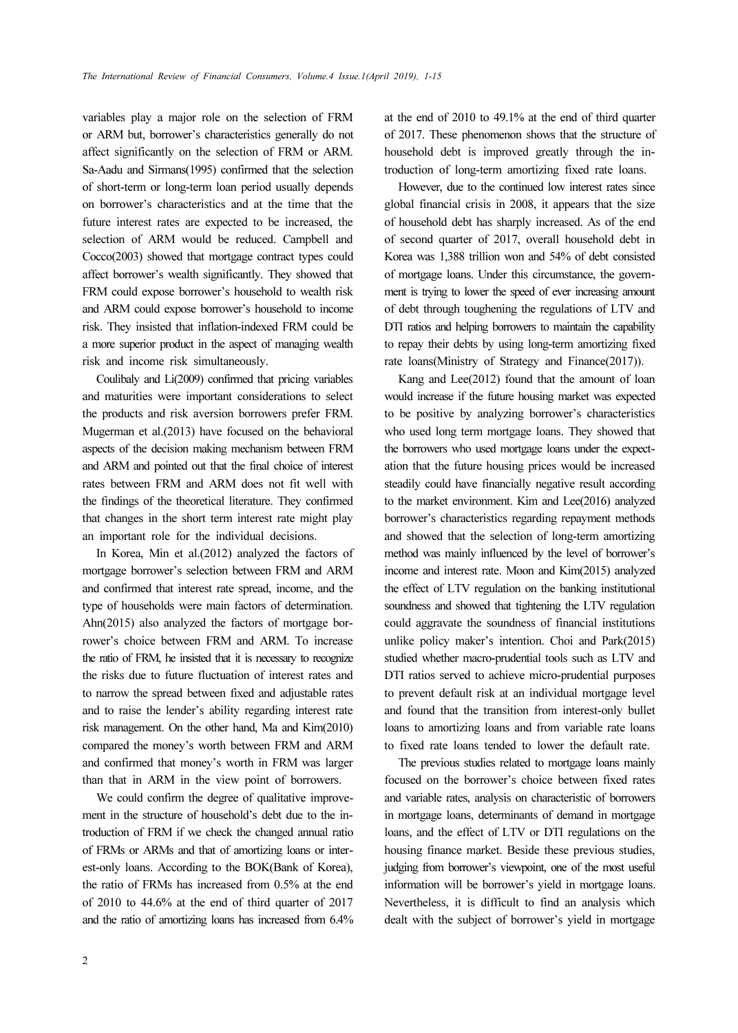variables play a major role on the selection of FRM or ARM but, borrower's characteristics generally do not affect significantly on the selection of FRM or ARM. Sa-Aadu and Sirmans(1995) confirmed that the selection of short-term or long-term loan period usually depends on borrower's characteristics and at the time that the future interest rates are expected to be increased, the selection of ARM would be reduced. Campbell and Cocco(2003) showed that mortgage contract types could affect borrower's wealth significantly. They showed that FRM could expose borrower's household to wealth risk and ARM could expose borrower's household to income risk. They insisted that inflation-indexed FRM could be a more superior product in the aspect of managing wealth risk and income risk simultaneously.

Coulibaly and Li(2009) confirmed that pricing variables and maturities were important considerations to select the products and risk aversion borrowers prefer FRM. Mugerman et al.(2013) have focused on the behavioral aspects of the decision making mechanism between FRM and ARM and pointed out that the final choice of interest rates between FRM and ARM does not fit well with the findings of the theoretical literature. They confirmed that changes in the short term interest rate might play an important role for the individual decisions.

In Korea, Min et al.(2012) analyzed the factors of mortgage borrower's selection between FRM and ARM and confirmed that interest rate spread, income, and the type of households were main factors of determination. Ahn(2015) also analyzed the factors of mortgage borrower's choice between FRM and ARM. To increase the ratio of FRM, he insisted that it is necessary to recognize the risks due to future fluctuation of interest rates and to narrow the spread between fixed and adjustable rates and to raise the lender's ability regarding interest rate risk management. On the other hand, Ma and Kim(2010) compared the money's worth between FRM and ARM and confirmed that money's worth in FRM was larger than that in ARM in the view point of borrowers.

We could confirm the degree of qualitative improvement in the structure of household's debt due to the introduction of FRM if we check the changed annual ratio of FRMs or ARMs and that of amortizing loans or interest-only loans. According to the BOK(Bank of Korea), the ratio of FRMs has increased from 0.5% at the end of 2010 to 44.6% at the end of third quarter of 2017 and the ratio of amortizing loans has increased from 6.4% at the end of 2010 to 49.1% at the end of third quarter of 2017. These phenomenon shows that the structure of household debt is improved greatly through the introduction of long-term amortizing fixed rate loans.

However, due to the continued low interest rates since global financial crisis in 2008, it appears that the size of household debt has sharply increased. As of the end of second quarter of 2017, overall household debt in Korea was 1,388 trillion won and 54% of debt consisted of mortgage loans. Under this circumstance, the government is trying to lower the speed of ever increasing amount of debt through toughening the regulations of LTV and DTI ratios and helping borrowers to maintain the capability to repay their debts by using long-term amortizing fixed rate loans(Ministry of Strategy and Finance(2017)).

Kang and Lee(2012) found that the amount of loan would increase if the future housing market was expected to be positive by analyzing borrower's characteristics who used long term mortgage loans. They showed that the borrowers who used mortgage loans under the expectation that the future housing prices would be increased steadily could have financially negative result according to the market environment. Kim and Lee(2016) analyzed borrower's characteristics regarding repayment methods and showed that the selection of long-term amortizing method was mainly influenced by the level of borrower's income and interest rate. Moon and Kim(2015) analyzed the effect of LTV regulation on the banking institutional soundness and showed that tightening the LTV regulation could aggravate the soundness of financial institutions unlike policy maker's intention. Choi and Park(2015) studied whether macro-prudential tools such as LTV and DTI ratios served to achieve micro-prudential purposes to prevent default risk at an individual mortgage level and found that the transition from interest-only bullet loans to amortizing loans and from variable rate loans to fixed rate loans tended to lower the default rate.

The previous studies related to mortgage loans mainly focused on the borrower's choice between fixed rates and variable rates, analysis on characteristic of borrowers in mortgage loans, determinants of demand in mortgage loans, and the effect of LTV or DTI regulations on the housing finance market. Beside these previous studies, judging from borrower's viewpoint, one of the most useful information will be borrower's yield in mortgage loans. Nevertheless, it is difficult to find an analysis which dealt with the subject of borrower's yield in mortgage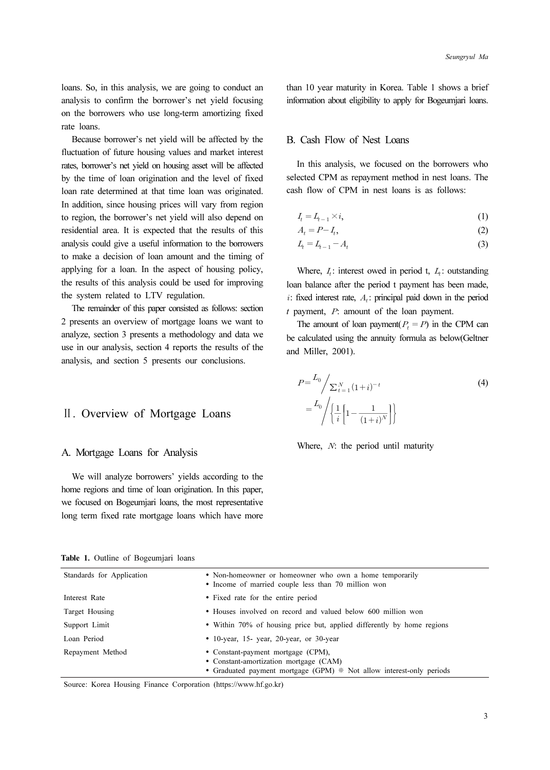loans. So, in this analysis, we are going to conduct an analysis to confirm the borrower's net yield focusing on the borrowers who use long-term amortizing fixed rate loans.

Because borrower's net yield will be affected by the fluctuation of future housing values and market interest rates, borrower's net yield on housing asset will be affected by the time of loan origination and the level of fixed loan rate determined at that time loan was originated. In addition, since housing prices will vary from region to region, the borrower's net yield will also depend on residential area. It is expected that the results of this analysis could give a useful information to the borrowers to make a decision of loan amount and the timing of applying for a loan. In the aspect of housing policy, the results of this analysis could be used for improving the system related to LTV regulation.

The remainder of this paper consisted as follows: section 2 presents an overview of mortgage loans we want to analyze, section 3 presents a methodology and data we use in our analysis, section 4 reports the results of the analysis, and section 5 presents our conclusions.

## Ⅱ. Overview of Mortgage Loans

### A. Mortgage Loans for Analysis

We will analyze borrowers' yields according to the home regions and time of loan origination. In this paper, we focused on Bogeumjari loans, the most representative long term fixed rate mortgage loans which have more than 10 year maturity in Korea. Table 1 shows a brief information about eligibility to apply for Bogeumjari loans.

### B. Cash Flow of Nest Loans

In this analysis, we focused on the borrowers who selected CPM as repayment method in nest loans. The cash flow of CPM in nest loans is as follows:

$$I_t = L_{t-1} \times i, \tag{1}$$

$$A_t = P - I_t, \tag{2}$$

$$L_t = L_{t-1} - A_t \tag{3}$$

Where, $I_t$: interest owed in period t, $L_t$: outstanding loan balance after the period t payment has been made, $i$: fixed interest rate, $A_t$: principal paid down in the period $t$ payment, $P$: amount of the loan payment.

The amount of loan payment($P_t = P$) in the CPM can be calculated using the annuity formula as below(Geltner and Miller, 2001).

$$P = L_0 \Big/ \sum_{t=1}^{N} (1+i)^{-t} = L_0 \Big/ \left\{ \frac{1}{i} \left[ 1 - \frac{1}{(1+i)^N} \right] \right\} \tag{4}$$

Where, $N$: the period until maturity

**Table 1.** Outline of Bogeumjari loans

| | |
|---|---|
| Standards for Application | • Non-homeowner or homeowner who own a home temporarily<br>• Income of married couple less than 70 million won |
| Interest Rate | • Fixed rate for the entire period |
| Target Housing | • Houses involved on record and valued below 600 million won |
| Support Limit | • Within 70% of housing price but, applied differently by home regions |
| Loan Period | • 10-year, 15- year, 20-year, or 30-year |
| Repayment Method | • Constant-payment mortgage (CPM),<br>• Constant-amortization mortgage (CAM)<br>• Graduated payment mortgage (GPM) ※ Not allow interest-only periods |

Source: Korea Housing Finance Corporation (https://www.hf.go.kr)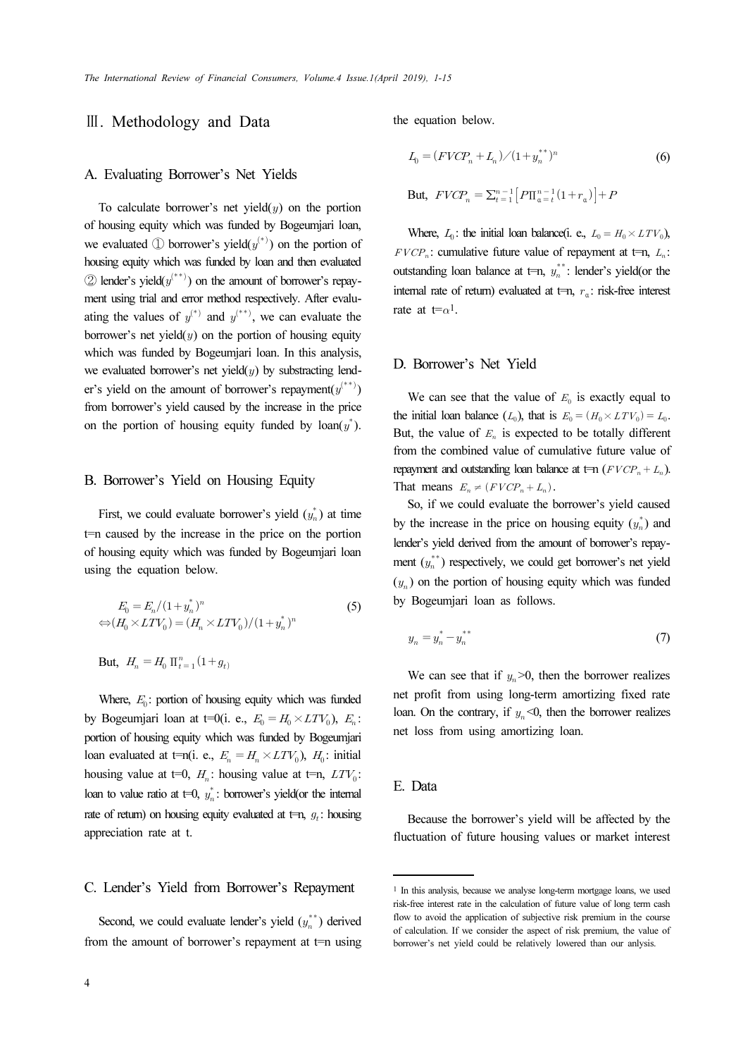## Ⅲ. Methodology and Data

### A. Evaluating Borrower's Net Yields

To calculate borrower's net yield($y$) on the portion of housing equity which was funded by Bogeumjari loan, we evaluated ① borrower's yield($y^{(*)}$) on the portion of housing equity which was funded by loan and then evaluated ② lender's yield($y^{(**)}$) on the amount of borrower's repayment using trial and error method respectively. After evaluating the values of $y^{(*)}$ and $y^{(**)}$, we can evaluate the borrower's net yield($y$) on the portion of housing equity which was funded by Bogeumjari loan. In this analysis, we evaluated borrower's net yield($y$) by substracting lender's yield on the amount of borrower's repayment($y^{(**)}$) from borrower's yield caused by the increase in the price on the portion of housing equity funded by loan($y^{*}$).

### B. Borrower's Yield on Housing Equity

First, we could evaluate borrower's yield ($y_n^{*}$) at time t=n caused by the increase in the price on the portion of housing equity which was funded by Bogeumjari loan using the equation below.

$$E_0 = E_n/(1+y_n^{*})^n \\ \Leftrightarrow (H_0 \times LTV_0) = (H_n \times LTV_0)/(1+y_n^{*})^n \tag{5}$$

But, $H_n = H_0 \prod_{t=1}^{n}(1+g_t)$

Where, $E_0$: portion of housing equity which was funded by Bogeumjari loan at t=0(i. e., $E_0 = H_0 \times LTV_0$), $E_n$: portion of housing equity which was funded by Bogeumjari loan evaluated at t=n(i. e., $E_n = H_n \times LTV_0$), $H_0$: initial housing value at t=0, $H_n$: housing value at t=n, $LTV_0$: loan to value ratio at t=0, $y_n^{*}$: borrower's yield(or the internal rate of return) on housing equity evaluated at t=n, $g_t$: housing appreciation rate at t.

### C. Lender's Yield from Borrower's Repayment

Second, we could evaluate lender's yield ($y_n^{**}$) derived from the amount of borrower's repayment at t=n using the equation below.

$$L_0 = (FVCP_n + L_n)/(1+y_n^{**})^n \tag{6}$$

But, $FVCP_n = \sum_{t=1}^{n-1}\left[P\prod_{\alpha=t}^{n-1}(1+r_\alpha)\right] + P$

Where, $L_0$: the initial loan balance(i. e., $L_0 = H_0 \times LTV_0$), $FVCP_n$: cumulative future value of repayment at t=n, $L_n$: outstanding loan balance at t=n, $y_n^{**}$: lender's yield(or the internal rate of return) evaluated at t=n, $r_\alpha$: risk-free interest rate at t=$\alpha$[1].

### D. Borrower's Net Yield

We can see that the value of $E_0$ is exactly equal to the initial loan balance ($L_0$), that is $E_0 = (H_0 \times LTV_0) = L_0$. But, the value of $E_n$ is expected to be totally different from the combined value of cumulative future value of repayment and outstanding loan balance at t=n ($FVCP_n + L_n$). That means $E_n \neq (FVCP_n + L_n)$.

So, if we could evaluate the borrower's yield caused by the increase in the price on housing equity ($y_n^{*}$) and lender's yield derived from the amount of borrower's repayment ($y_n^{**}$) respectively, we could get borrower's net yield ($y_n$) on the portion of housing equity which was funded by Bogeumjari loan as follows.

$$y_n = y_n^{*} - y_n^{**} \tag{7}$$

We can see that if $y_n$>0, then the borrower realizes net profit from using long-term amortizing fixed rate loan. On the contrary, if $y_n$<0, then the borrower realizes net loss from using amortizing loan.

### E. Data

Because the borrower's yield will be affected by the fluctuation of future housing values or market interest

---

[1] In this analysis, because we analyse long-term mortgage loans, we used risk-free interest rate in the calculation of future value of long term cash flow to avoid the application of subjective risk premium in the course of calculation. If we consider the aspect of risk premium, the value of borrower's net yield could be relatively lowered than our anlysis.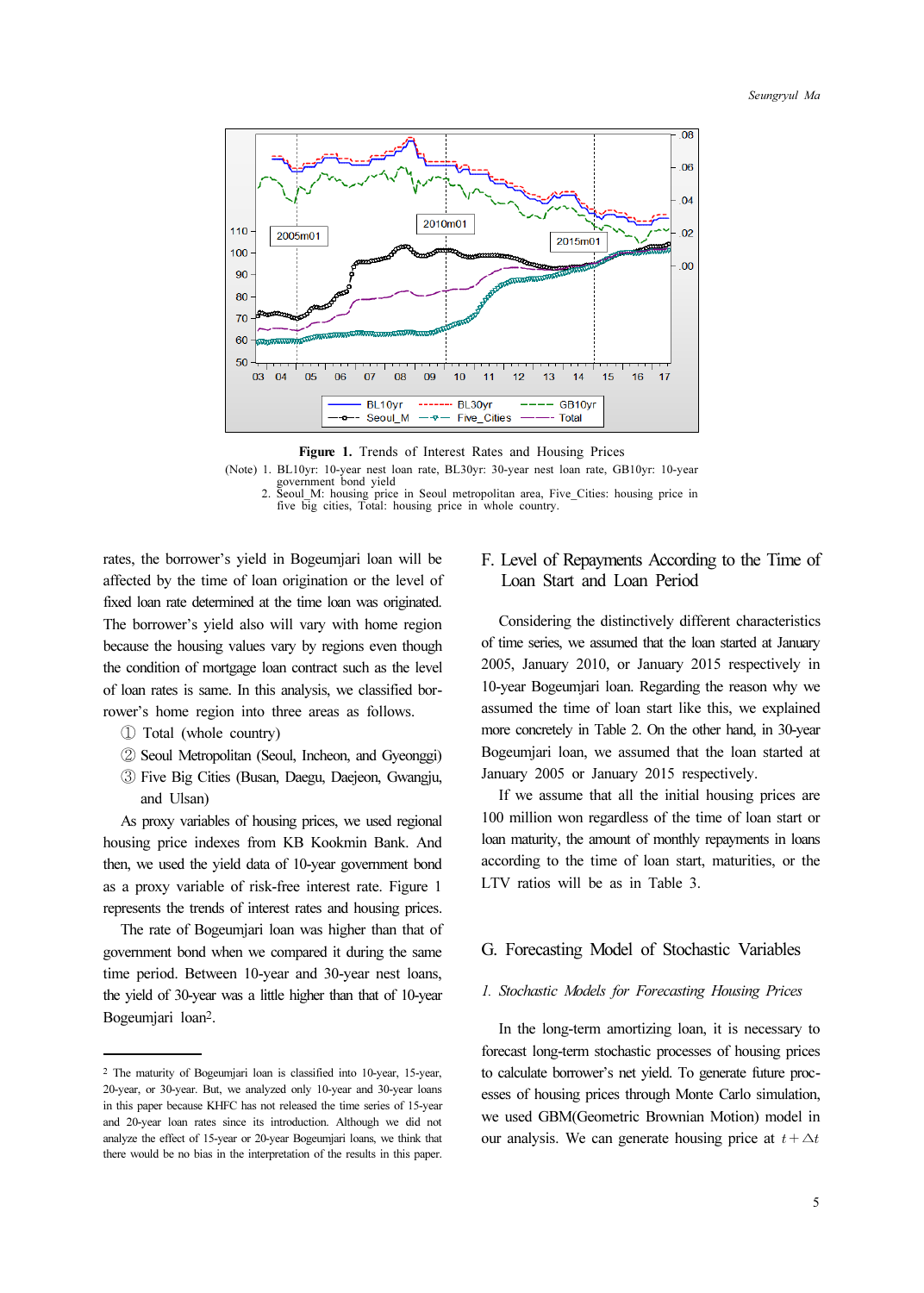**Figure 1.** Trends of Interest Rates and Housing Prices

(Note) 1. BL10yr: 10-year nest loan rate, BL30yr: 30-year nest loan rate, GB10yr: 10-year government bond yield

2. Seoul_M: housing price in Seoul metropolitan area, Five_Cities: housing price in five big cities, Total: housing price in whole country.

rates, the borrower's yield in Bogeumjari loan will be affected by the time of loan origination or the level of fixed loan rate determined at the time loan was originated. The borrower's yield also will vary with home region because the housing values vary by regions even though the condition of mortgage loan contract such as the level of loan rates is same. In this analysis, we classified borrower's home region into three areas as follows.

① Total (whole country)

② Seoul Metropolitan (Seoul, Incheon, and Gyeonggi)

③ Five Big Cities (Busan, Daegu, Daejeon, Gwangju, and Ulsan)

As proxy variables of housing prices, we used regional housing price indexes from KB Kookmin Bank. And then, we used the yield data of 10-year government bond as a proxy variable of risk-free interest rate. Figure 1 represents the trends of interest rates and housing prices.

The rate of Bogeumjari loan was higher than that of government bond when we compared it during the same time period. Between 10-year and 30-year nest loans, the yield of 30-year was a little higher than that of 10-year Bogeumjari loan[2].

[2] The maturity of Bogeumjari loan is classified into 10-year, 15-year, 20-year, or 30-year. But, we analyzed only 10-year and 30-year loans in this paper because KHFC has not released the time series of 15-year and 20-year loan rates since its introduction. Although we did not analyze the effect of 15-year or 20-year Bogeumjari loans, we think that there would be no bias in the interpretation of the results in this paper.

## F. Level of Repayments According to the Time of Loan Start and Loan Period

Considering the distinctively different characteristics of time series, we assumed that the loan started at January 2005, January 2010, or January 2015 respectively in 10-year Bogeumjari loan. Regarding the reason why we assumed the time of loan start like this, we explained more concretely in Table 2. On the other hand, in 30-year Bogeumjari loan, we assumed that the loan started at January 2005 or January 2015 respectively.

If we assume that all the initial housing prices are 100 million won regardless of the time of loan start or loan maturity, the amount of monthly repayments in loans according to the time of loan start, maturities, or the LTV ratios will be as in Table 3.

## G. Forecasting Model of Stochastic Variables

### *1. Stochastic Models for Forecasting Housing Prices*

In the long-term amortizing loan, it is necessary to forecast long-term stochastic processes of housing prices to calculate borrower's net yield. To generate future processes of housing prices through Monte Carlo simulation, we used GBM(Geometric Brownian Motion) model in our analysis. We can generate housing price at $t+\triangle t$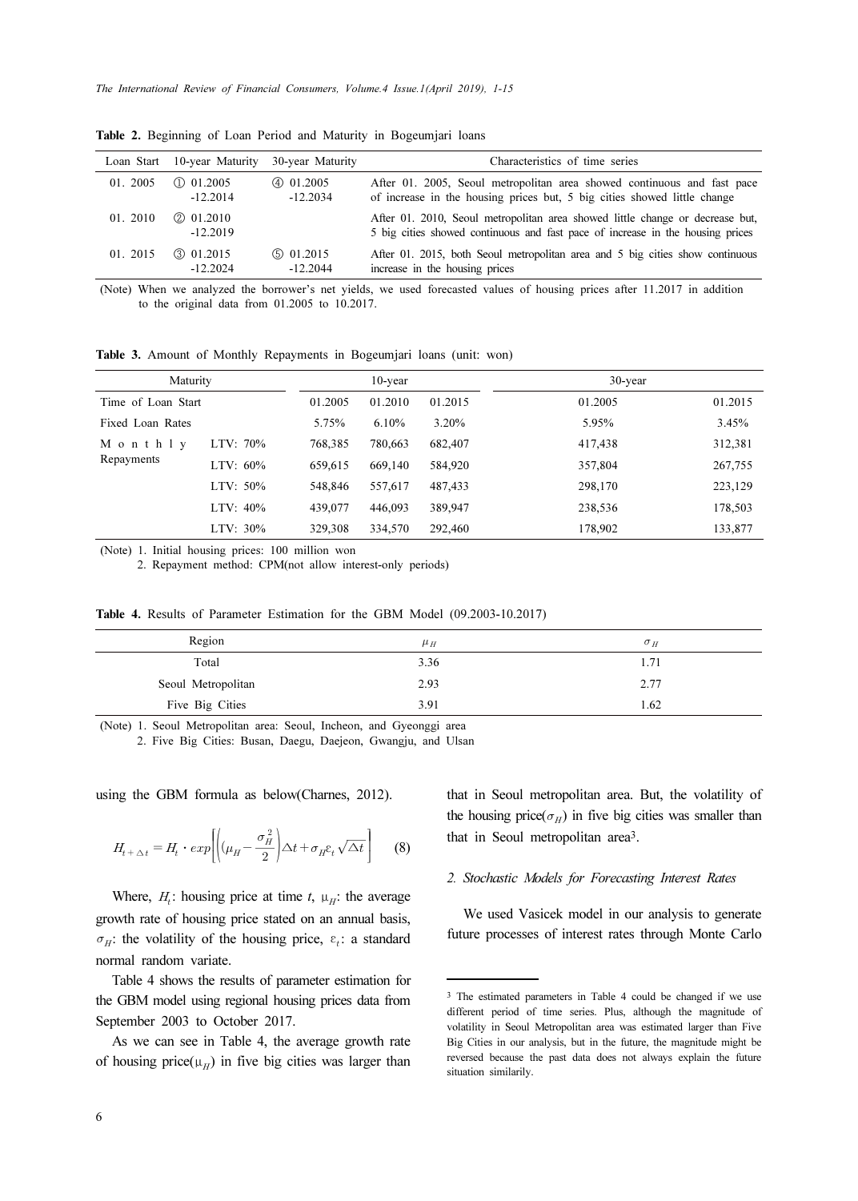**Table 2.** Beginning of Loan Period and Maturity in Bogeumjari loans

| Loan Start | 10-year Maturity | 30-year Maturity | Characteristics of time series |
|---|---|---|---|
| 01. 2005 | ① 01.2005 -12.2014 | ④ 01.2005 -12.2034 | After 01. 2005, Seoul metropolitan area showed continuous and fast pace of increase in the housing prices but, 5 big cities showed little change |
| 01. 2010 | ② 01.2010 -12.2019 | | After 01. 2010, Seoul metropolitan area showed little change or decrease but, 5 big cities showed continuous and fast pace of increase in the housing prices |
| 01. 2015 | ③ 01.2015 -12.2024 | ⑤ 01.2015 -12.2044 | After 01. 2015, both Seoul metropolitan area and 5 big cities show continuous increase in the housing prices |

(Note) When we analyzed the borrower's net yields, we used forecasted values of housing prices after 11.2017 in addition to the original data from 01.2005 to 10.2017.

**Table 3.** Amount of Monthly Repayments in Bogeumjari loans (unit: won)

| Maturity | | 10-year | | | 30-year | |
|---|---|---|---|---|---|---|
| Time of Loan Start | | 01.2005 | 01.2010 | 01.2015 | 01.2005 | 01.2015 |
| Fixed Loan Rates | | 5.75% | 6.10% | 3.20% | 5.95% | 3.45% |
| Monthly Repayments | LTV: 70% | 768,385 | 780,663 | 682,407 | 417,438 | 312,381 |
| | LTV: 60% | 659,615 | 669,140 | 584,920 | 357,804 | 267,755 |
| | LTV: 50% | 548,846 | 557,617 | 487,433 | 298,170 | 223,129 |
| | LTV: 40% | 439,077 | 446,093 | 389,947 | 238,536 | 178,503 |
| | LTV: 30% | 329,308 | 334,570 | 292,460 | 178,902 | 133,877 |

(Note) 1. Initial housing prices: 100 million won
2. Repayment method: CPM(not allow interest-only periods)

**Table 4.** Results of Parameter Estimation for the GBM Model (09.2003-10.2017)

| Region | $\mu_H$ | $\sigma_H$ |
|---|---|---|
| Total | 3.36 | 1.71 |
| Seoul Metropolitan | 2.93 | 2.77 |
| Five Big Cities | 3.91 | 1.62 |

(Note) 1. Seoul Metropolitan area: Seoul, Incheon, and Gyeonggi area
2. Five Big Cities: Busan, Daegu, Daejeon, Gwangju, and Ulsan

using the GBM formula as below(Charnes, 2012).

$$H_{t+\triangle t} = H_t \cdot exp\left[\left((\mu_H - \frac{\sigma_H^2}{2}\right)\triangle t + \sigma_H \varepsilon_t \sqrt{\triangle t}\right] \quad (8)$$

Where, $H_t$: housing price at time $t$, $\mu_H$: the average growth rate of housing price stated on an annual basis, $\sigma_H$: the volatility of the housing price, $\varepsilon_t$: a standard normal random variate.

Table 4 shows the results of parameter estimation for the GBM model using regional housing prices data from September 2003 to October 2017.

As we can see in Table 4, the average growth rate of housing price($\mu_H$) in five big cities was larger than that in Seoul metropolitan area. But, the volatility of the housing price($\sigma_H$) in five big cities was smaller than that in Seoul metropolitan area[3].

### 2. Stochastic Models for Forecasting Interest Rates

We used Vasicek model in our analysis to generate future processes of interest rates through Monte Carlo

[3] The estimated parameters in Table 4 could be changed if we use different period of time series. Plus, although the magnitude of volatility in Seoul Metropolitan area was estimated larger than Five Big Cities in our analysis, but in the future, the magnitude might be reversed because the past data does not always explain the future situation similarly.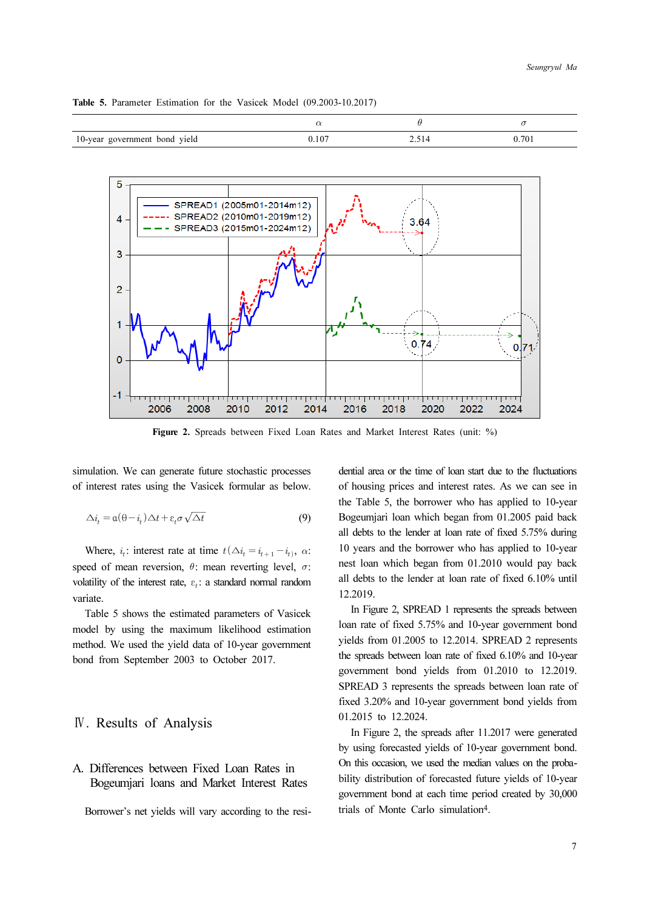**Table 5.** Parameter Estimation for the Vasicek Model (09.2003-10.2017)

| | $\alpha$ | $\theta$ | $\sigma$ |
|---|---|---|---|
| 10-year government bond yield | 0.107 | 2.514 | 0.701 |

**Figure 2.** Spreads between Fixed Loan Rates and Market Interest Rates (unit: %)

simulation. We can generate future stochastic processes of interest rates using the Vasicek formular as below.

$$\Delta i_t = a(\theta - i_t)\Delta t + \varepsilon_t \sigma \sqrt{\Delta t} \tag{9}$$

Where, $i_t$: interest rate at time $t(\Delta i_t = i_{t+1} - i_t)$, $\alpha$: speed of mean reversion, $\theta$: mean reverting level, $\sigma$: volatility of the interest rate, $\varepsilon_t$: a standard normal random variate.

Table 5 shows the estimated parameters of Vasicek model by using the maximum likelihood estimation method. We used the yield data of 10-year government bond from September 2003 to October 2017.

## Ⅳ. Results of Analysis

### A. Differences between Fixed Loan Rates in Bogeumjari loans and Market Interest Rates

Borrower's net yields will vary according to the residential area or the time of loan start due to the fluctuations of housing prices and interest rates. As we can see in the Table 5, the borrower who has applied to 10-year Bogeumjari loan which began from 01.2005 paid back all debts to the lender at loan rate of fixed 5.75% during 10 years and the borrower who has applied to 10-year nest loan which began from 01.2010 would pay back all debts to the lender at loan rate of fixed 6.10% until 12.2019.

In Figure 2, SPREAD 1 represents the spreads between loan rate of fixed 5.75% and 10-year government bond yields from 01.2005 to 12.2014. SPREAD 2 represents the spreads between loan rate of fixed 6.10% and 10-year government bond yields from 01.2010 to 12.2019. SPREAD 3 represents the spreads between loan rate of fixed 3.20% and 10-year government bond yields from 01.2015 to 12.2024.

In Figure 2, the spreads after 11.2017 were generated by using forecasted yields of 10-year government bond. On this occasion, we used the median values on the probability distribution of forecasted future yields of 10-year government bond at each time period created by 30,000 trials of Monte Carlo simulation[4].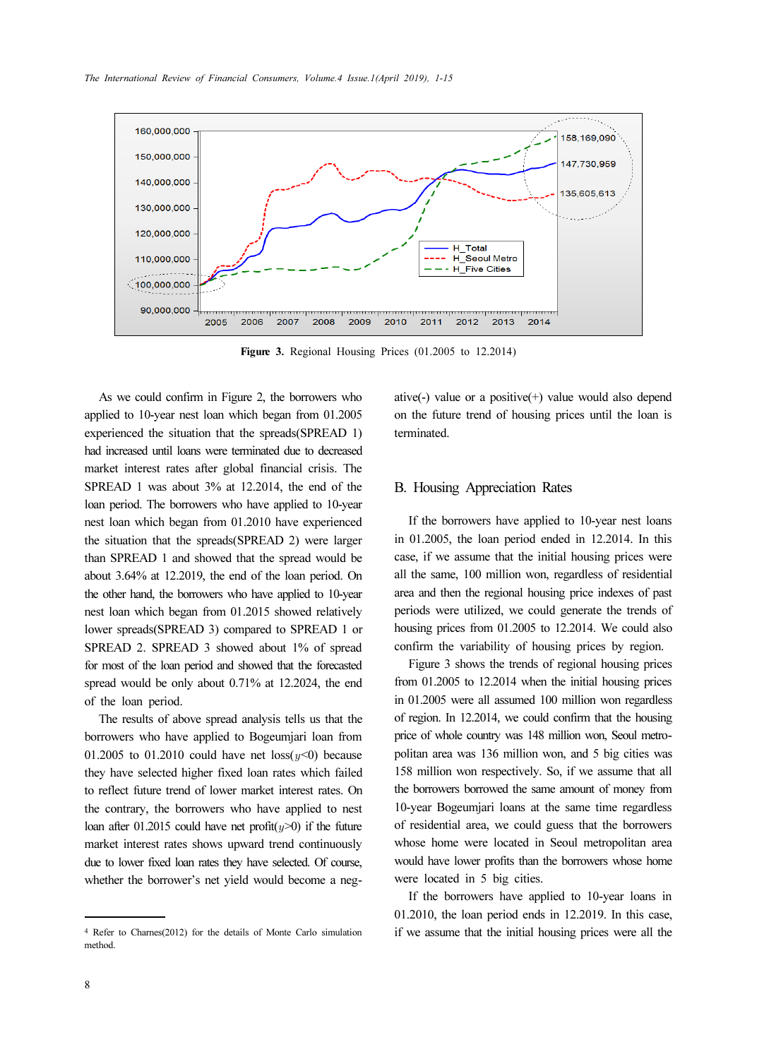Figure 3. Regional Housing Prices (01.2005 to 12.2014)

As we could confirm in Figure 2, the borrowers who applied to 10-year nest loan which began from 01.2005 experienced the situation that the spreads(SPREAD 1) had increased until loans were terminated due to decreased market interest rates after global financial crisis. The SPREAD 1 was about 3% at 12.2014, the end of the loan period. The borrowers who have applied to 10-year nest loan which began from 01.2010 have experienced the situation that the spreads(SPREAD 2) were larger than SPREAD 1 and showed that the spread would be about 3.64% at 12.2019, the end of the loan period. On the other hand, the borrowers who have applied to 10-year nest loan which began from 01.2015 showed relatively lower spreads(SPREAD 3) compared to SPREAD 1 or SPREAD 2. SPREAD 3 showed about 1% of spread for most of the loan period and showed that the forecasted spread would be only about 0.71% at 12.2024, the end of the loan period.

The results of above spread analysis tells us that the borrowers who have applied to Bogeumjari loan from 01.2005 to 01.2010 could have net loss($y$<0) because they have selected higher fixed loan rates which failed to reflect future trend of lower market interest rates. On the contrary, the borrowers who have applied to nest loan after 01.2015 could have net profit($y$>0) if the future market interest rates shows upward trend continuously due to lower fixed loan rates they have selected. Of course, whether the borrower's net yield would become a negative(-) value or a positive(+) value would also depend on the future trend of housing prices until the loan is terminated.

## B. Housing Appreciation Rates

If the borrowers have applied to 10-year nest loans in 01.2005, the loan period ended in 12.2014. In this case, if we assume that the initial housing prices were all the same, 100 million won, regardless of residential area and then the regional housing price indexes of past periods were utilized, we could generate the trends of housing prices from 01.2005 to 12.2014. We could also confirm the variability of housing prices by region.

Figure 3 shows the trends of regional housing prices from 01.2005 to 12.2014 when the initial housing prices in 01.2005 were all assumed 100 million won regardless of region. In 12.2014, we could confirm that the housing price of whole country was 148 million won, Seoul metropolitan area was 136 million won, and 5 big cities was 158 million won respectively. So, if we assume that all the borrowers borrowed the same amount of money from 10-year Bogeumjari loans at the same time regardless of residential area, we could guess that the borrowers whose home were located in Seoul metropolitan area would have lower profits than the borrowers whose home were located in 5 big cities.

If the borrowers have applied to 10-year loans in 01.2010, the loan period ends in 12.2019. In this case, if we assume that the initial housing prices were all the

---

[4] Refer to Charnes(2012) for the details of Monte Carlo simulation method.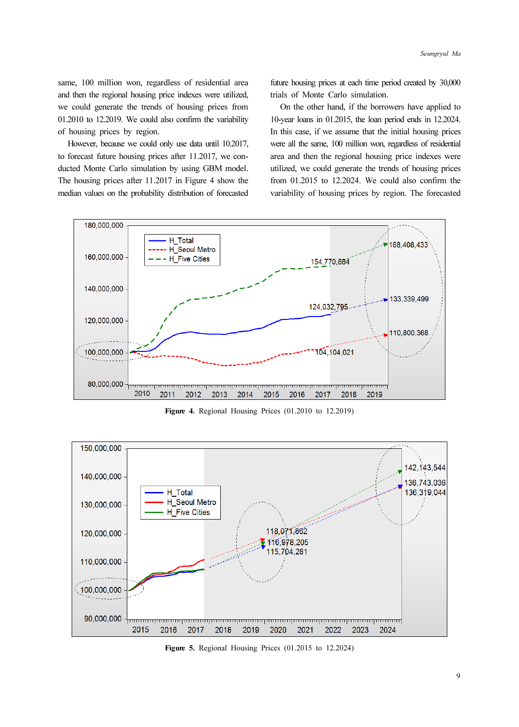same, 100 million won, regardless of residential area and then the regional housing price indexes were utilized, we could generate the trends of housing prices from 01.2010 to 12.2019. We could also confirm the variability of housing prices by region.

However, because we could only use data until 10.2017, to forecast future housing prices after 11.2017, we conducted Monte Carlo simulation by using GBM model. The housing prices after 11.2017 in Figure 4 show the median values on the probability distribution of forecasted future housing prices at each time period created by 30,000 trials of Monte Carlo simulation.

On the other hand, if the borrowers have applied to 10-year loans in 01.2015, the loan period ends in 12.2024. In this case, if we assume that the initial housing prices were all the same, 100 million won, regardless of residential area and then the regional housing price indexes were utilized, we could generate the trends of housing prices from 01.2015 to 12.2024. We could also confirm the variability of housing prices by region. The forecasted

**Figure 4.** Regional Housing Prices (01.2010 to 12.2019)

**Figure 5.** Regional Housing Prices (01.2015 to 12.2024)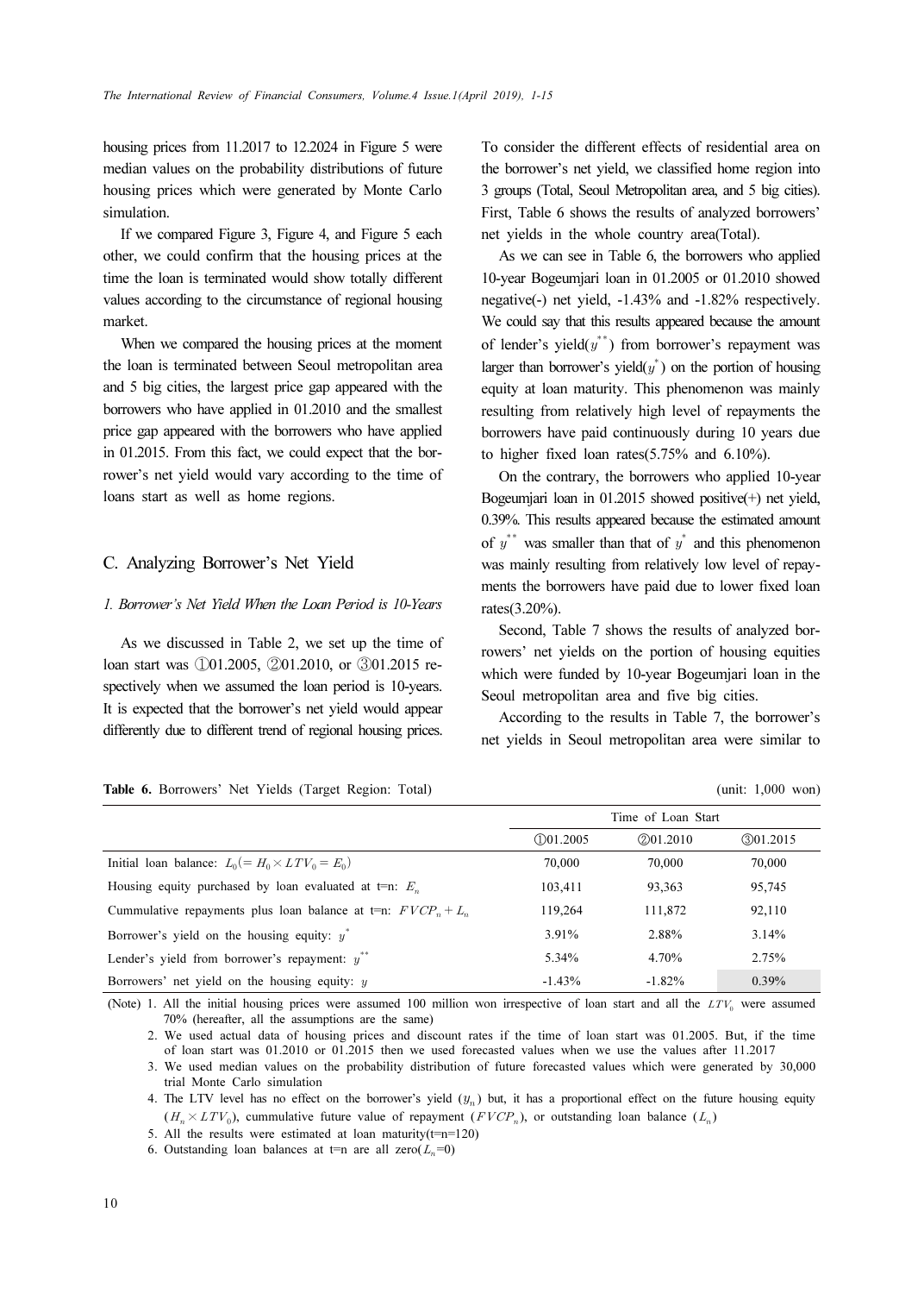housing prices from 11.2017 to 12.2024 in Figure 5 were median values on the probability distributions of future housing prices which were generated by Monte Carlo simulation.

If we compared Figure 3, Figure 4, and Figure 5 each other, we could confirm that the housing prices at the time the loan is terminated would show totally different values according to the circumstance of regional housing market.

When we compared the housing prices at the moment the loan is terminated between Seoul metropolitan area and 5 big cities, the largest price gap appeared with the borrowers who have applied in 01.2010 and the smallest price gap appeared with the borrowers who have applied in 01.2015. From this fact, we could expect that the borrower's net yield would vary according to the time of loans start as well as home regions.

## C. Analyzing Borrower's Net Yield

### *1. Borrower's Net Yield When the Loan Period is 10-Years*

As we discussed in Table 2, we set up the time of loan start was ①01.2005, ②01.2010, or ③01.2015 respectively when we assumed the loan period is 10-years. It is expected that the borrower's net yield would appear differently due to different trend of regional housing prices. To consider the different effects of residential area on the borrower's net yield, we classified home region into 3 groups (Total, Seoul Metropolitan area, and 5 big cities). First, Table 6 shows the results of analyzed borrowers' net yields in the whole country area(Total).

As we can see in Table 6, the borrowers who applied 10-year Bogeumjari loan in 01.2005 or 01.2010 showed negative(-) net yield, -1.43% and -1.82% respectively. We could say that this results appeared because the amount of lender's yield($y^{**}$) from borrower's repayment was larger than borrower's yield($y^{*}$) on the portion of housing equity at loan maturity. This phenomenon was mainly resulting from relatively high level of repayments the borrowers have paid continuously during 10 years due to higher fixed loan rates(5.75% and 6.10%).

On the contrary, the borrowers who applied 10-year Bogeumjari loan in 01.2015 showed positive(+) net yield, 0.39%. This results appeared because the estimated amount of $y^{**}$ was smaller than that of $y^{*}$ and this phenomenon was mainly resulting from relatively low level of repayments the borrowers have paid due to lower fixed loan rates(3.20%).

Second, Table 7 shows the results of analyzed borrowers' net yields on the portion of housing equities which were funded by 10-year Bogeumjari loan in the Seoul metropolitan area and five big cities.

According to the results in Table 7, the borrower's net yields in Seoul metropolitan area were similar to

**Table 6.** Borrowers' Net Yields (Target Region: Total) (unit: 1,000 won)

| | Time of Loan Start | | |
|---|---|---|---|
| | ①01.2005 | ②01.2010 | ③01.2015 |
| Initial loan balance: $L_0(=H_0 \times LTV_0 = E_0)$ | 70,000 | 70,000 | 70,000 |
| Housing equity purchased by loan evaluated at t=n: $E_n$ | 103,411 | 93,363 | 95,745 |
| Cummulative repayments plus loan balance at t=n: $FVCP_n + L_n$ | 119,264 | 111,872 | 92,110 |
| Borrower's yield on the housing equity: $y^{*}$ | 3.91% | 2.88% | 3.14% |
| Lender's yield from borrower's repayment: $y^{**}$ | 5.34% | 4.70% | 2.75% |
| Borrowers' net yield on the housing equity: $y$ | -1.43% | -1.82% | 0.39% |

(Note) 1. All the initial housing prices were assumed 100 million won irrespective of loan start and all the $LTV_0$ were assumed 70% (hereafter, all the assumptions are the same)

2. We used actual data of housing prices and discount rates if the time of loan start was 01.2005. But, if the time of loan start was 01.2010 or 01.2015 then we used forecasted values when we use the values after 11.2017

3. We used median values on the probability distribution of future forecasted values which were generated by 30,000 trial Monte Carlo simulation

4. The LTV level has no effect on the borrower's yield ($y_n$) but, it has a proportional effect on the future housing equity ($H_n \times LTV_0$), cummulative future value of repayment ($FVCP_n$), or outstanding loan balance ($L_n$)

5. All the results were estimated at loan maturity(t=n=120)

6. Outstanding loan balances at t=n are all zero($L_n$=0)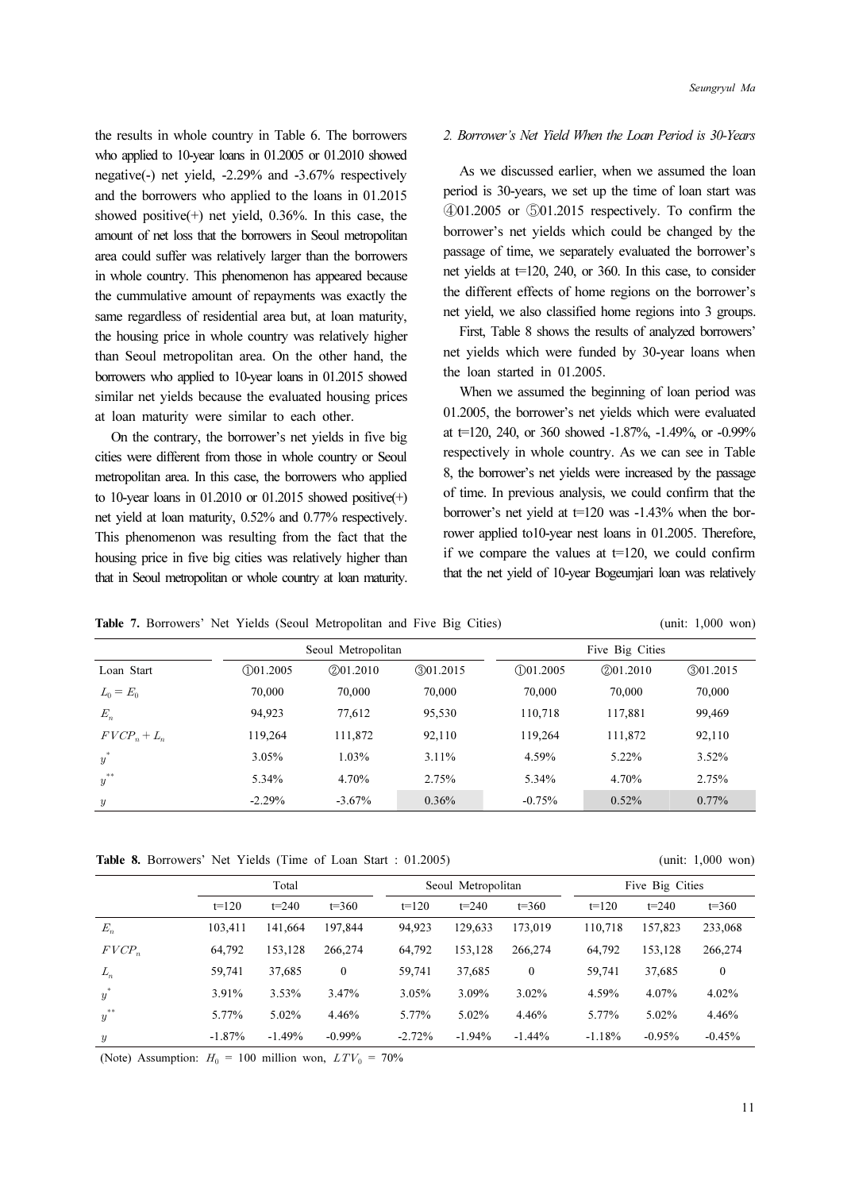the results in whole country in Table 6. The borrowers who applied to 10-year loans in 01.2005 or 01.2010 showed negative(-) net yield, -2.29% and -3.67% respectively and the borrowers who applied to the loans in 01.2015 showed positive(+) net yield, 0.36%. In this case, the amount of net loss that the borrowers in Seoul metropolitan area could suffer was relatively larger than the borrowers in whole country. This phenomenon has appeared because the cummulative amount of repayments was exactly the same regardless of residential area but, at loan maturity, the housing price in whole country was relatively higher than Seoul metropolitan area. On the other hand, the borrowers who applied to 10-year loans in 01.2015 showed similar net yields because the evaluated housing prices at loan maturity were similar to each other.

On the contrary, the borrower's net yields in five big cities were different from those in whole country or Seoul metropolitan area. In this case, the borrowers who applied to 10-year loans in 01.2010 or 01.2015 showed positive(+) net yield at loan maturity, 0.52% and 0.77% respectively. This phenomenon was resulting from the fact that the housing price in five big cities was relatively higher than that in Seoul metropolitan or whole country at loan maturity.

*2. Borrower's Net Yield When the Loan Period is 30-Years*

As we discussed earlier, when we assumed the loan period is 30-years, we set up the time of loan start was ④01.2005 or ⑤01.2015 respectively. To confirm the borrower's net yields which could be changed by the passage of time, we separately evaluated the borrower's net yields at t=120, 240, or 360. In this case, to consider the different effects of home regions on the borrower's net yield, we also classified home regions into 3 groups.

First, Table 8 shows the results of analyzed borrowers' net yields which were funded by 30-year loans when the loan started in 01.2005.

When we assumed the beginning of loan period was 01.2005, the borrower's net yields which were evaluated at t=120, 240, or 360 showed -1.87%, -1.49%, or -0.99% respectively in whole country. As we can see in Table 8, the borrower's net yields were increased by the passage of time. In previous analysis, we could confirm that the borrower's net yield at t=120 was -1.43% when the borrower applied to10-year nest loans in 01.2005. Therefore, if we compare the values at t=120, we could confirm that the net yield of 10-year Bogeumjari loan was relatively

**Table 7.** Borrowers' Net Yields (Seoul Metropolitan and Five Big Cities) (unit: 1,000 won)

| | Seoul Metropolitan | | | Five Big Cities | | |
|---|---|---|---|---|---|---|
| Loan Start | ①01.2005 | ②01.2010 | ③01.2015 | ①01.2005 | ②01.2010 | ③01.2015 |
| $L_0 = E_0$ | 70,000 | 70,000 | 70,000 | 70,000 | 70,000 | 70,000 |
| $E_n$ | 94,923 | 77,612 | 95,530 | 110,718 | 117,881 | 99,469 |
| $FVCP_n + L_n$ | 119,264 | 111,872 | 92,110 | 119,264 | 111,872 | 92,110 |
| $y^*$ | 3.05% | 1.03% | 3.11% | 4.59% | 5.22% | 3.52% |
| $y^{**}$ | 5.34% | 4.70% | 2.75% | 5.34% | 4.70% | 2.75% |
| $y$ | -2.29% | -3.67% | 0.36% | -0.75% | 0.52% | 0.77% |

**Table 8.** Borrowers' Net Yields (Time of Loan Start : 01.2005) (unit: 1,000 won)

| | Total | | | Seoul Metropolitan | | | Five Big Cities | | |
|---|---|---|---|---|---|---|---|---|---|
| | t=120 | t=240 | t=360 | t=120 | t=240 | t=360 | t=120 | t=240 | t=360 |
| $E_n$ | 103,411 | 141,664 | 197,844 | 94,923 | 129,633 | 173,019 | 110,718 | 157,823 | 233,068 |
| $FVCP_n$ | 64,792 | 153,128 | 266,274 | 64,792 | 153,128 | 266,274 | 64,792 | 153,128 | 266,274 |
| $L_n$ | 59,741 | 37,685 | 0 | 59,741 | 37,685 | 0 | 59,741 | 37,685 | 0 |
| $y^*$ | 3.91% | 3.53% | 3.47% | 3.05% | 3.09% | 3.02% | 4.59% | 4.07% | 4.02% |
| $y^{**}$ | 5.77% | 5.02% | 4.46% | 5.77% | 5.02% | 4.46% | 5.77% | 5.02% | 4.46% |
| $y$ | -1.87% | -1.49% | -0.99% | -2.72% | -1.94% | -1.44% | -1.18% | -0.95% | -0.45% |

(Note) Assumption: $H_0$ = 100 million won, $LTV_0$ = 70%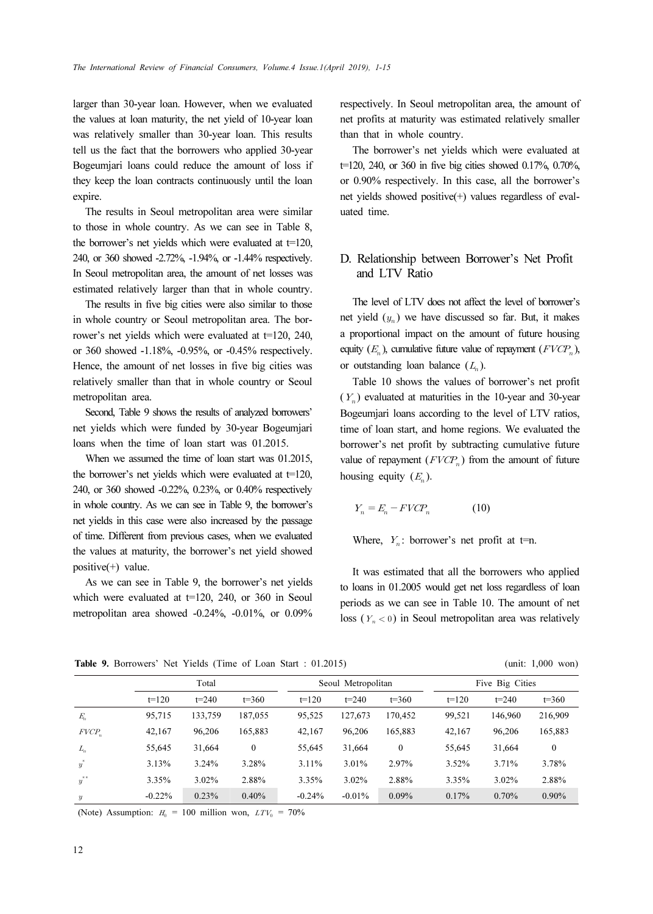larger than 30-year loan. However, when we evaluated the values at loan maturity, the net yield of 10-year loan was relatively smaller than 30-year loan. This results tell us the fact that the borrowers who applied 30-year Bogeumjari loans could reduce the amount of loss if they keep the loan contracts continuously until the loan expire.

The results in Seoul metropolitan area were similar to those in whole country. As we can see in Table 8, the borrower's net yields which were evaluated at t=120, 240, or 360 showed -2.72%, -1.94%, or -1.44% respectively. In Seoul metropolitan area, the amount of net losses was estimated relatively larger than that in whole country.

The results in five big cities were also similar to those in whole country or Seoul metropolitan area. The borrower's net yields which were evaluated at t=120, 240, or 360 showed -1.18%, -0.95%, or -0.45% respectively. Hence, the amount of net losses in five big cities was relatively smaller than that in whole country or Seoul metropolitan area.

Second, Table 9 shows the results of analyzed borrowers' net yields which were funded by 30-year Bogeumjari loans when the time of loan start was 01.2015.

When we assumed the time of loan start was 01.2015, the borrower's net yields which were evaluated at t=120, 240, or 360 showed -0.22%, 0.23%, or 0.40% respectively in whole country. As we can see in Table 9, the borrower's net yields in this case were also increased by the passage of time. Different from previous cases, when we evaluated the values at maturity, the borrower's net yield showed positive(+) value.

As we can see in Table 9, the borrower's net yields which were evaluated at t=120, 240, or 360 in Seoul metropolitan area showed -0.24%, -0.01%, or 0.09% respectively. In Seoul metropolitan area, the amount of net profits at maturity was estimated relatively smaller than that in whole country.

The borrower's net yields which were evaluated at t=120, 240, or 360 in five big cities showed 0.17%, 0.70%, or 0.90% respectively. In this case, all the borrower's net yields showed positive(+) values regardless of evaluated time.

## D. Relationship between Borrower's Net Profit and LTV Ratio

The level of LTV does not affect the level of borrower's net yield ($y_n$) we have discussed so far. But, it makes a proportional impact on the amount of future housing equity ($E_n$), cumulative future value of repayment ($FVCP_n$), or outstanding loan balance ($L_n$).

Table 10 shows the values of borrower's net profit ($Y_n$) evaluated at maturities in the 10-year and 30-year Bogeumjari loans according to the level of LTV ratios, time of loan start, and home regions. We evaluated the borrower's net profit by subtracting cumulative future value of repayment ($FVCP_n$) from the amount of future housing equity ($E_n$).

$$Y_n = E_n - FVCP_n \qquad (10)$$

Where, $Y_n$: borrower's net profit at t=n.

It was estimated that all the borrowers who applied to loans in 01.2005 would get net loss regardless of loan periods as we can see in Table 10. The amount of net loss ($Y_n < 0$) in Seoul metropolitan area was relatively

**Table 9.** Borrowers' Net Yields (Time of Loan Start : 01.2015) (unit: 1,000 won)

| | Total | | | Seoul Metropolitan | | | Five Big Cities | | |
|---|---|---|---|---|---|---|---|---|---|
| | t=120 | t=240 | t=360 | t=120 | t=240 | t=360 | t=120 | t=240 | t=360 |
| $E_n$ | 95,715 | 133,759 | 187,055 | 95,525 | 127,673 | 170,452 | 99,521 | 146,960 | 216,909 |
| $FVCP_n$ | 42,167 | 96,206 | 165,883 | 42,167 | 96,206 | 165,883 | 42,167 | 96,206 | 165,883 |
| $L_n$ | 55,645 | 31,664 | 0 | 55,645 | 31,664 | 0 | 55,645 | 31,664 | 0 |
| $y^*$ | 3.13% | 3.24% | 3.28% | 3.11% | 3.01% | 2.97% | 3.52% | 3.71% | 3.78% |
| $y^{**}$ | 3.35% | 3.02% | 2.88% | 3.35% | 3.02% | 2.88% | 3.35% | 3.02% | 2.88% |
| $y$ | -0.22% | 0.23% | 0.40% | -0.24% | -0.01% | 0.09% | 0.17% | 0.70% | 0.90% |

(Note) Assumption: $H_0$ = 100 million won, $LTV_0$ = 70%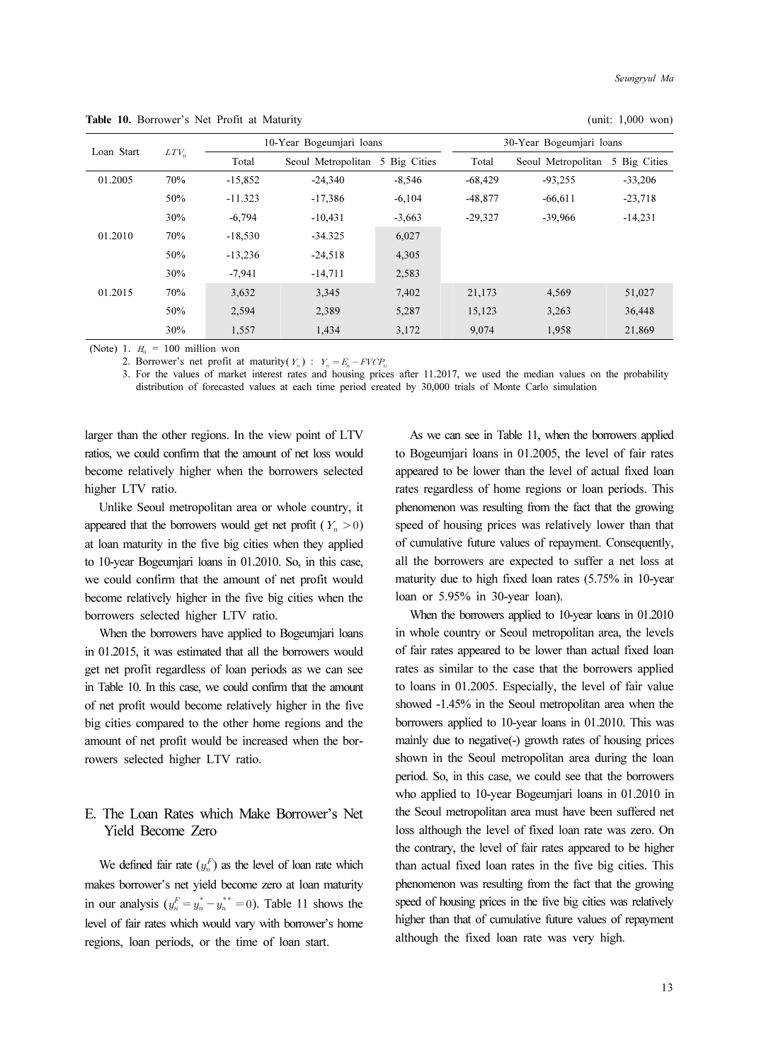**Table 10.** Borrower's Net Profit at Maturity (unit: 1,000 won)

| Loan Start | $LTV_0$ | 10-Year Bogeumjari loans | | | 30-Year Bogeumjari loans | | |
|---|---|---|---|---|---|---|---|
| | | Total | Seoul Metropolitan | 5 Big Cities | Total | Seoul Metropolitan | 5 Big Cities |
| 01.2005 | 70% | -15,852 | -24,340 | -8,546 | -68,429 | -93,255 | -33,206 |
| | 50% | -11.323 | -17,386 | -6,104 | -48,877 | -66,611 | -23,718 |
| | 30% | -6,794 | -10,431 | -3,663 | -29,327 | -39,966 | -14,231 |
| 01.2010 | 70% | -18,530 | -34.325 | 6,027 | | | |
| | 50% | -13,236 | -24,518 | 4,305 | | | |
| | 30% | -7,941 | -14,711 | 2,583 | | | |
| 01.2015 | 70% | 3,632 | 3,345 | 7,402 | 21,173 | 4,569 | 51,027 |
| | 50% | 2,594 | 2,389 | 5,287 | 15,123 | 3,263 | 36,448 |
| | 30% | 1,557 | 1,434 | 3,172 | 9,074 | 1,958 | 21,869 |

(Note) 1. $H_0$ = 100 million won

2. Borrower's net profit at maturity($Y_n$) : $Y_n = E_n - FVCP_n$

3. For the values of market interest rates and housing prices after 11.2017, we used the median values on the probability distribution of forecasted values at each time period created by 30,000 trials of Monte Carlo simulation

larger than the other regions. In the view point of LTV ratios, we could confirm that the amount of net loss would become relatively higher when the borrowers selected higher LTV ratio.

Unlike Seoul metropolitan area or whole country, it appeared that the borrowers would get net profit ($Y_n > 0$) at loan maturity in the five big cities when they applied to 10-year Bogeumjari loans in 01.2010. So, in this case, we could confirm that the amount of net profit would become relatively higher in the five big cities when the borrowers selected higher LTV ratio.

When the borrowers have applied to Bogeumjari loans in 01.2015, it was estimated that all the borrowers would get net profit regardless of loan periods as we can see in Table 10. In this case, we could confirm that the amount of net profit would become relatively higher in the five big cities compared to the other home regions and the amount of net profit would be increased when the borrowers selected higher LTV ratio.

## E. The Loan Rates which Make Borrower's Net Yield Become Zero

We defined fair rate ($y_n^F$) as the level of loan rate which makes borrower's net yield become zero at loan maturity in our analysis ($y_n^F = y_n^* - y_n^{**} = 0$). Table 11 shows the level of fair rates which would vary with borrower's home regions, loan periods, or the time of loan start.

As we can see in Table 11, when the borrowers applied to Bogeumjari loans in 01.2005, the level of fair rates appeared to be lower than the level of actual fixed loan rates regardless of home regions or loan periods. This phenomenon was resulting from the fact that the growing speed of housing prices was relatively lower than that of cumulative future values of repayment. Consequently, all the borrowers are expected to suffer a net loss at maturity due to high fixed loan rates (5.75% in 10-year loan or 5.95% in 30-year loan).

When the borrowers applied to 10-year loans in 01.2010 in whole country or Seoul metropolitan area, the levels of fair rates appeared to be lower than actual fixed loan rates as similar to the case that the borrowers applied to loans in 01.2005. Especially, the level of fair value showed -1.45% in the Seoul metropolitan area when the borrowers applied to 10-year loans in 01.2010. This was mainly due to negative(-) growth rates of housing prices shown in the Seoul metropolitan area during the loan period. So, in this case, we could see that the borrowers who applied to 10-year Bogeumjari loans in 01.2010 in the Seoul metropolitan area must have been suffered net loss although the level of fixed loan rate was zero. On the contrary, the level of fair rates appeared to be higher than actual fixed loan rates in the five big cities. This phenomenon was resulting from the fact that the growing speed of housing prices in the five big cities was relatively higher than that of cumulative future values of repayment although the fixed loan rate was very high.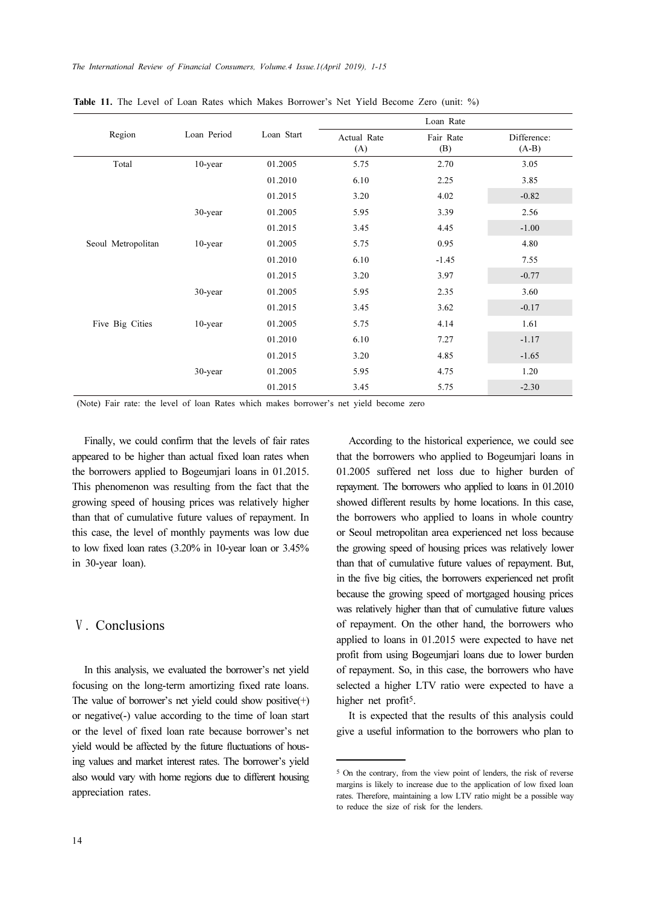**Table 11.** The Level of Loan Rates which Makes Borrower's Net Yield Become Zero (unit: %)

| Region | Loan Period | Loan Start | Loan Rate | | |
|---|---|---|---|---|---|
| | | | Actual Rate (A) | Fair Rate (B) | Difference: (A-B) |
| Total | 10-year | 01.2005 | 5.75 | 2.70 | 3.05 |
| | | 01.2010 | 6.10 | 2.25 | 3.85 |
| | | 01.2015 | 3.20 | 4.02 | -0.82 |
| | 30-year | 01.2005 | 5.95 | 3.39 | 2.56 |
| | | 01.2015 | 3.45 | 4.45 | -1.00 |
| Seoul Metropolitan | 10-year | 01.2005 | 5.75 | 0.95 | 4.80 |
| | | 01.2010 | 6.10 | -1.45 | 7.55 |
| | | 01.2015 | 3.20 | 3.97 | -0.77 |
| | 30-year | 01.2005 | 5.95 | 2.35 | 3.60 |
| | | 01.2015 | 3.45 | 3.62 | -0.17 |
| Five Big Cities | 10-year | 01.2005 | 5.75 | 4.14 | 1.61 |
| | | 01.2010 | 6.10 | 7.27 | -1.17 |
| | | 01.2015 | 3.20 | 4.85 | -1.65 |
| | 30-year | 01.2005 | 5.95 | 4.75 | 1.20 |
| | | 01.2015 | 3.45 | 5.75 | -2.30 |

(Note) Fair rate: the level of loan Rates which makes borrower's net yield become zero

Finally, we could confirm that the levels of fair rates appeared to be higher than actual fixed loan rates when the borrowers applied to Bogeumjari loans in 01.2015. This phenomenon was resulting from the fact that the growing speed of housing prices was relatively higher than that of cumulative future values of repayment. In this case, the level of monthly payments was low due to low fixed loan rates (3.20% in 10-year loan or 3.45% in 30-year loan).

## Ⅴ. Conclusions

In this analysis, we evaluated the borrower's net yield focusing on the long-term amortizing fixed rate loans. The value of borrower's net yield could show positive(+) or negative(-) value according to the time of loan start or the level of fixed loan rate because borrower's net yield would be affected by the future fluctuations of housing values and market interest rates. The borrower's yield also would vary with home regions due to different housing appreciation rates.

According to the historical experience, we could see that the borrowers who applied to Bogeumjari loans in 01.2005 suffered net loss due to higher burden of repayment. The borrowers who applied to loans in 01.2010 showed different results by home locations. In this case, the borrowers who applied to loans in whole country or Seoul metropolitan area experienced net loss because the growing speed of housing prices was relatively lower than that of cumulative future values of repayment. But, in the five big cities, the borrowers experienced net profit because the growing speed of mortgaged housing prices was relatively higher than that of cumulative future values of repayment. On the other hand, the borrowers who applied to loans in 01.2015 were expected to have net profit from using Bogeumjari loans due to lower burden of repayment. So, in this case, the borrowers who have selected a higher LTV ratio were expected to have a higher net profit[5].

It is expected that the results of this analysis could give a useful information to the borrowers who plan to

---

[5] On the contrary, from the view point of lenders, the risk of reverse margins is likely to increase due to the application of low fixed loan rates. Therefore, maintaining a low LTV ratio might be a possible way to reduce the size of risk for the lenders.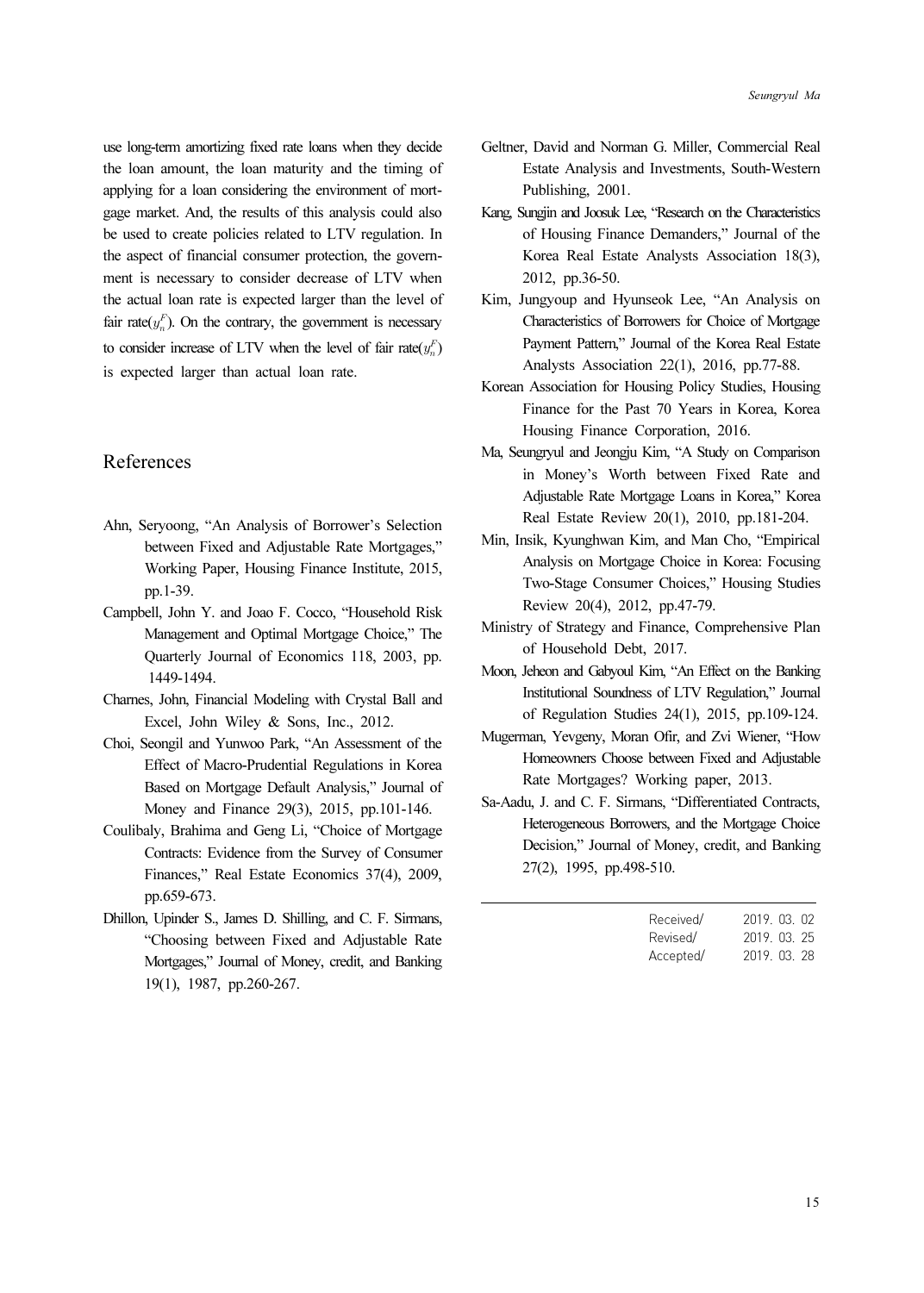use long-term amortizing fixed rate loans when they decide the loan amount, the loan maturity and the timing of applying for a loan considering the environment of mortgage market. And, the results of this analysis could also be used to create policies related to LTV regulation. In the aspect of financial consumer protection, the government is necessary to consider decrease of LTV when the actual loan rate is expected larger than the level of fair rate($y_n^F$). On the contrary, the government is necessary to consider increase of LTV when the level of fair rate($y_n^F$) is expected larger than actual loan rate.

## References

Ahn, Seryoong, "An Analysis of Borrower's Selection between Fixed and Adjustable Rate Mortgages," Working Paper, Housing Finance Institute, 2015, pp.1-39.

Campbell, John Y. and Joao F. Cocco, "Household Risk Management and Optimal Mortgage Choice," The Quarterly Journal of Economics 118, 2003, pp. 1449-1494.

Charnes, John, Financial Modeling with Crystal Ball and Excel, John Wiley & Sons, Inc., 2012.

Choi, Seongil and Yunwoo Park, "An Assessment of the Effect of Macro-Prudential Regulations in Korea Based on Mortgage Default Analysis," Journal of Money and Finance 29(3), 2015, pp.101-146.

Coulibaly, Brahima and Geng Li, "Choice of Mortgage Contracts: Evidence from the Survey of Consumer Finances," Real Estate Economics 37(4), 2009, pp.659-673.

Dhillon, Upinder S., James D. Shilling, and C. F. Sirmans, "Choosing between Fixed and Adjustable Rate Mortgages," Journal of Money, credit, and Banking 19(1), 1987, pp.260-267.

Geltner, David and Norman G. Miller, Commercial Real Estate Analysis and Investments, South-Western Publishing, 2001.

Kang, Sungjin and Joosuk Lee, "Research on the Characteristics of Housing Finance Demanders," Journal of the Korea Real Estate Analysts Association 18(3), 2012, pp.36-50.

Kim, Jungyoup and Hyunseok Lee, "An Analysis on Characteristics of Borrowers for Choice of Mortgage Payment Pattern," Journal of the Korea Real Estate Analysts Association 22(1), 2016, pp.77-88.

Korean Association for Housing Policy Studies, Housing Finance for the Past 70 Years in Korea, Korea Housing Finance Corporation, 2016.

Ma, Seungryul and Jeongju Kim, "A Study on Comparison in Money's Worth between Fixed Rate and Adjustable Rate Mortgage Loans in Korea," Korea Real Estate Review 20(1), 2010, pp.181-204.

Min, Insik, Kyunghwan Kim, and Man Cho, "Empirical Analysis on Mortgage Choice in Korea: Focusing Two-Stage Consumer Choices," Housing Studies Review 20(4), 2012, pp.47-79.

Ministry of Strategy and Finance, Comprehensive Plan of Household Debt, 2017.

Moon, Jeheon and Gabyoul Kim, "An Effect on the Banking Institutional Soundness of LTV Regulation," Journal of Regulation Studies 24(1), 2015, pp.109-124.

Mugerman, Yevgeny, Moran Ofir, and Zvi Wiener, "How Homeowners Choose between Fixed and Adjustable Rate Mortgages? Working paper, 2013.

Sa-Aadu, J. and C. F. Sirmans, "Differentiated Contracts, Heterogeneous Borrowers, and the Mortgage Choice Decision," Journal of Money, credit, and Banking 27(2), 1995, pp.498-510.

Received/ 2019. 03. 02
Revised/ 2019. 03. 25
Accepted/ 2019. 03. 28